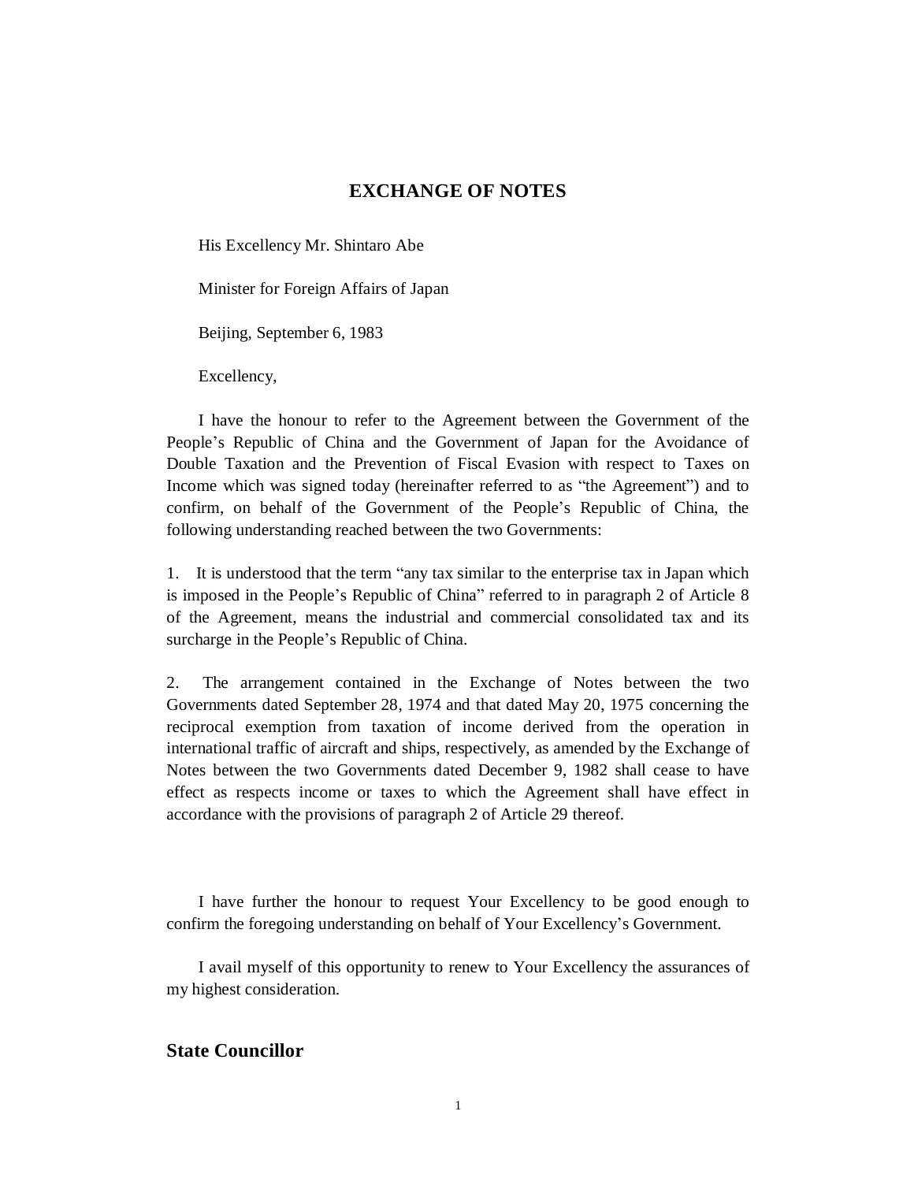# EXCHANGE OF NOTES

His Excellency Mr. Shintaro Abe

Minister for Foreign Affairs of Japan

Beijing, September 6, 1983

Excellency,

I have the honour to refer to the Agreement between the Government of the People's Republic of China and the Government of Japan for the Avoidance of Double Taxation and the Prevention of Fiscal Evasion with respect to Taxes on Income which was signed today (hereinafter referred to as "the Agreement") and to confirm, on behalf of the Government of the People's Republic of China, the following understanding reached between the two Governments:

1. It is understood that the term "any tax similar to the enterprise tax in Japan which is imposed in the People's Republic of China" referred to in paragraph 2 of Article 8 of the Agreement, means the industrial and commercial consolidated tax and its surcharge in the People's Republic of China.

2. The arrangement contained in the Exchange of Notes between the two Governments dated September 28, 1974 and that dated May 20, 1975 concerning the reciprocal exemption from taxation of income derived from the operation in international traffic of aircraft and ships, respectively, as amended by the Exchange of Notes between the two Governments dated December 9, 1982 shall cease to have effect as respects income or taxes to which the Agreement shall have effect in accordance with the provisions of paragraph 2 of Article 29 thereof.

I have further the honour to request Your Excellency to be good enough to confirm the foregoing understanding on behalf of Your Excellency's Government.

I avail myself of this opportunity to renew to Your Excellency the assurances of my highest consideration.

**State Councillor**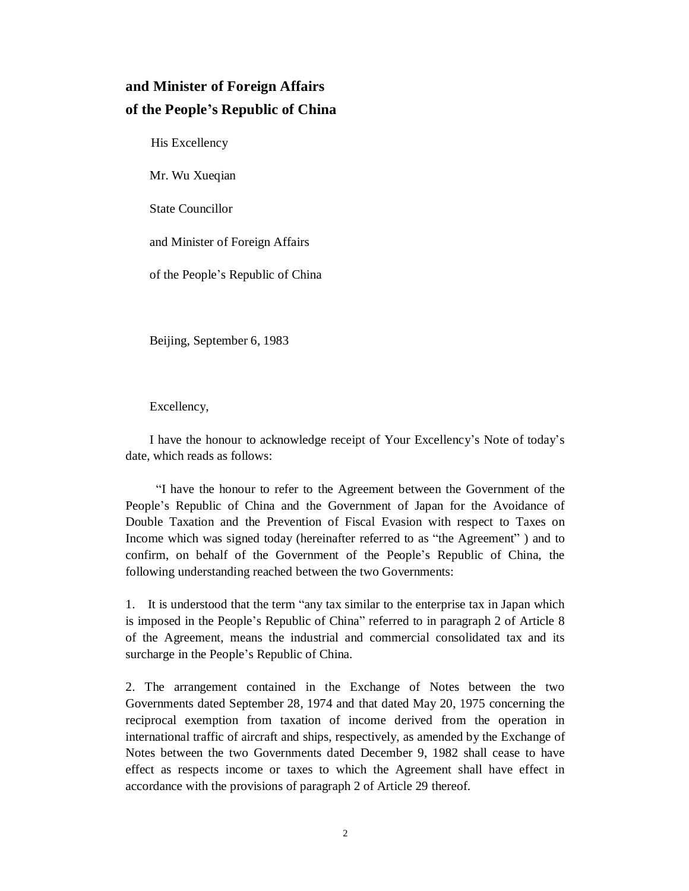**and Minister of Foreign Affairs**
**of the People's Republic of China**

His Excellency

Mr. Wu Xueqian

State Councillor

and Minister of Foreign Affairs

of the People's Republic of China

Beijing, September 6, 1983

Excellency,

I have the honour to acknowledge receipt of Your Excellency's Note of today's date, which reads as follows:

"I have the honour to refer to the Agreement between the Government of the People's Republic of China and the Government of Japan for the Avoidance of Double Taxation and the Prevention of Fiscal Evasion with respect to Taxes on Income which was signed today (hereinafter referred to as "the Agreement" ) and to confirm, on behalf of the Government of the People's Republic of China, the following understanding reached between the two Governments:

1. It is understood that the term "any tax similar to the enterprise tax in Japan which is imposed in the People's Republic of China" referred to in paragraph 2 of Article 8 of the Agreement, means the industrial and commercial consolidated tax and its surcharge in the People's Republic of China.

2. The arrangement contained in the Exchange of Notes between the two Governments dated September 28, 1974 and that dated May 20, 1975 concerning the reciprocal exemption from taxation of income derived from the operation in international traffic of aircraft and ships, respectively, as amended by the Exchange of Notes between the two Governments dated December 9, 1982 shall cease to have effect as respects income or taxes to which the Agreement shall have effect in accordance with the provisions of paragraph 2 of Article 29 thereof.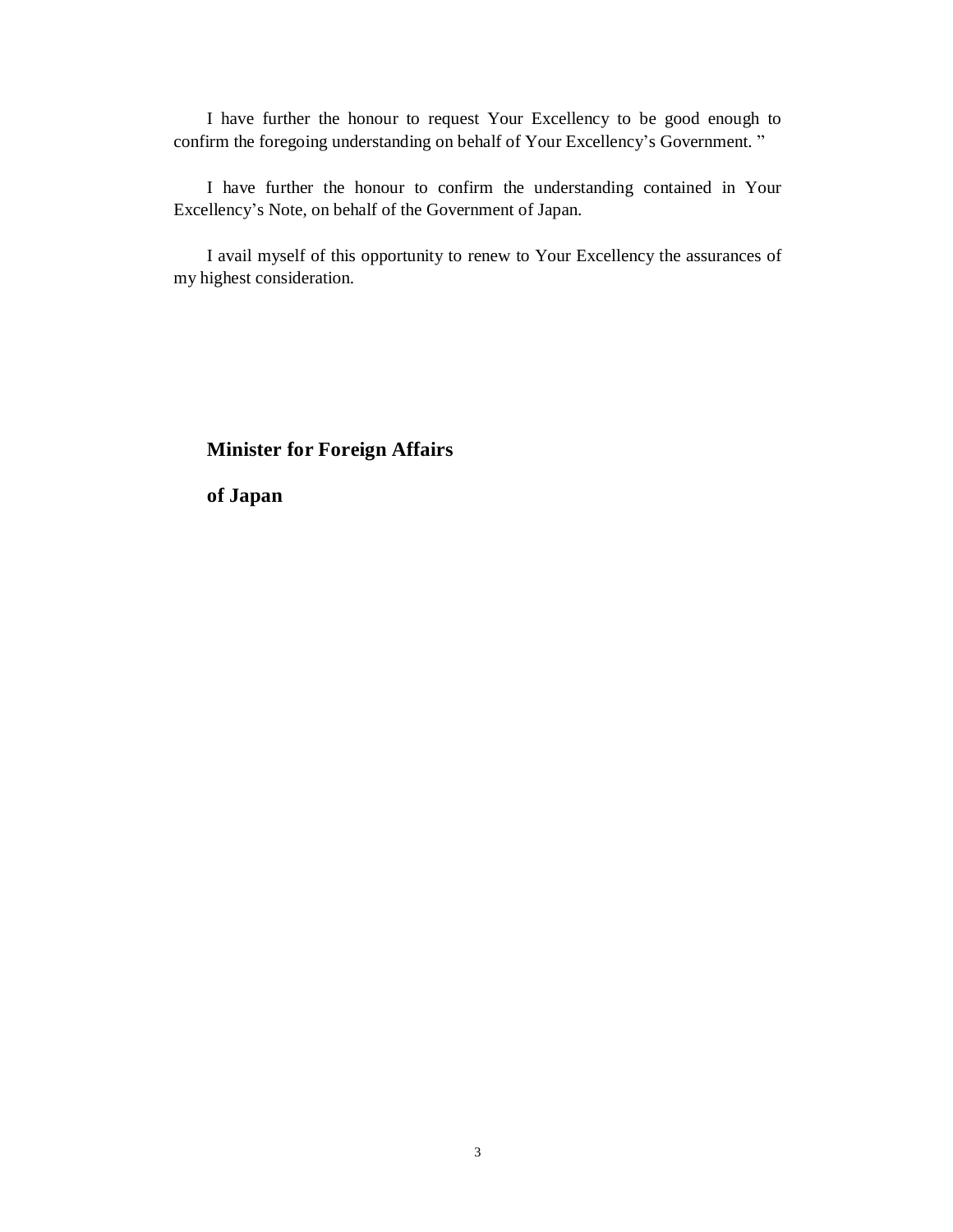I have further the honour to request Your Excellency to be good enough to confirm the foregoing understanding on behalf of Your Excellency's Government. "

I have further the honour to confirm the understanding contained in Your Excellency's Note, on behalf of the Government of Japan.

I avail myself of this opportunity to renew to Your Excellency the assurances of my highest consideration.

**Minister for Foreign Affairs**

**of Japan**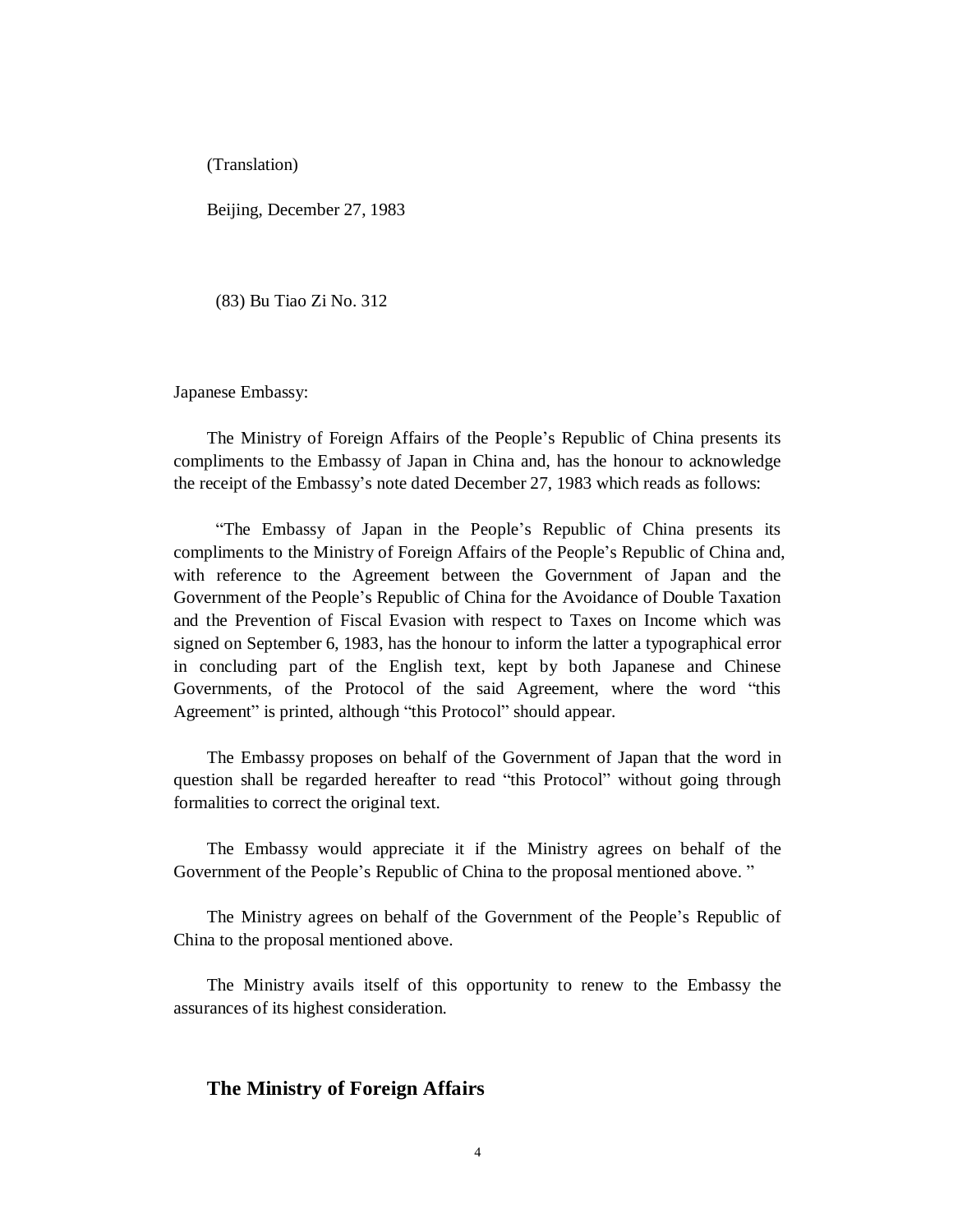(Translation)

Beijing, December 27, 1983

(83) Bu Tiao Zi No. 312

Japanese Embassy:

The Ministry of Foreign Affairs of the People's Republic of China presents its compliments to the Embassy of Japan in China and, has the honour to acknowledge the receipt of the Embassy's note dated December 27, 1983 which reads as follows:

"The Embassy of Japan in the People's Republic of China presents its compliments to the Ministry of Foreign Affairs of the People's Republic of China and, with reference to the Agreement between the Government of Japan and the Government of the People's Republic of China for the Avoidance of Double Taxation and the Prevention of Fiscal Evasion with respect to Taxes on Income which was signed on September 6, 1983, has the honour to inform the latter a typographical error in concluding part of the English text, kept by both Japanese and Chinese Governments, of the Protocol of the said Agreement, where the word "this Agreement" is printed, although "this Protocol" should appear.

The Embassy proposes on behalf of the Government of Japan that the word in question shall be regarded hereafter to read "this Protocol" without going through formalities to correct the original text.

The Embassy would appreciate it if the Ministry agrees on behalf of the Government of the People's Republic of China to the proposal mentioned above. "

The Ministry agrees on behalf of the Government of the People's Republic of China to the proposal mentioned above.

The Ministry avails itself of this opportunity to renew to the Embassy the assurances of its highest consideration.

**The Ministry of Foreign Affairs**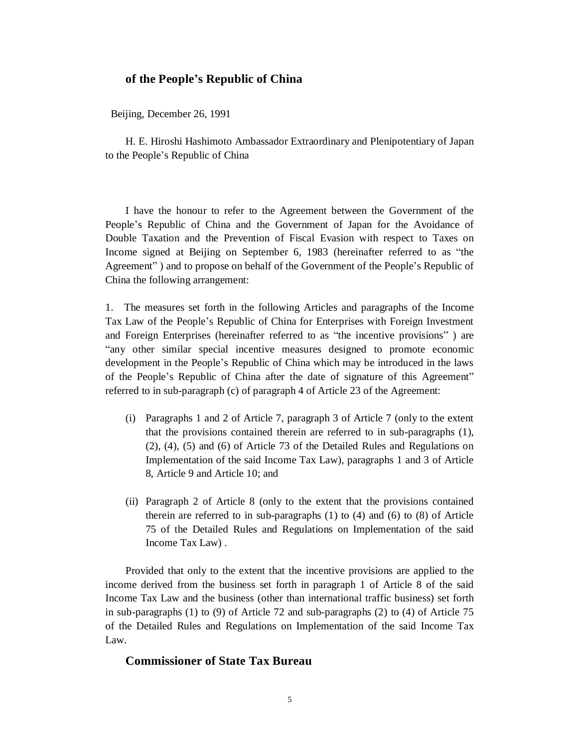**of the People's Republic of China**

Beijing, December 26, 1991

H. E. Hiroshi Hashimoto Ambassador Extraordinary and Plenipotentiary of Japan to the People's Republic of China

I have the honour to refer to the Agreement between the Government of the People's Republic of China and the Government of Japan for the Avoidance of Double Taxation and the Prevention of Fiscal Evasion with respect to Taxes on Income signed at Beijing on September 6, 1983 (hereinafter referred to as "the Agreement" ) and to propose on behalf of the Government of the People's Republic of China the following arrangement:

1. The measures set forth in the following Articles and paragraphs of the Income Tax Law of the People's Republic of China for Enterprises with Foreign Investment and Foreign Enterprises (hereinafter referred to as "the incentive provisions" ) are "any other similar special incentive measures designed to promote economic development in the People's Republic of China which may be introduced in the laws of the People's Republic of China after the date of signature of this Agreement" referred to in sub-paragraph (c) of paragraph 4 of Article 23 of the Agreement:

   (i) Paragraphs 1 and 2 of Article 7, paragraph 3 of Article 7 (only to the extent that the provisions contained therein are referred to in sub-paragraphs (1), (2), (4), (5) and (6) of Article 73 of the Detailed Rules and Regulations on Implementation of the said Income Tax Law), paragraphs 1 and 3 of Article 8, Article 9 and Article 10; and

   (ii) Paragraph 2 of Article 8 (only to the extent that the provisions contained therein are referred to in sub-paragraphs (1) to (4) and (6) to (8) of Article 75 of the Detailed Rules and Regulations on Implementation of the said Income Tax Law) .

Provided that only to the extent that the incentive provisions are applied to the income derived from the business set forth in paragraph 1 of Article 8 of the said Income Tax Law and the business (other than international traffic business) set forth in sub-paragraphs (1) to (9) of Article 72 and sub-paragraphs (2) to (4) of Article 75 of the Detailed Rules and Regulations on Implementation of the said Income Tax Law.

**Commissioner of State Tax Bureau**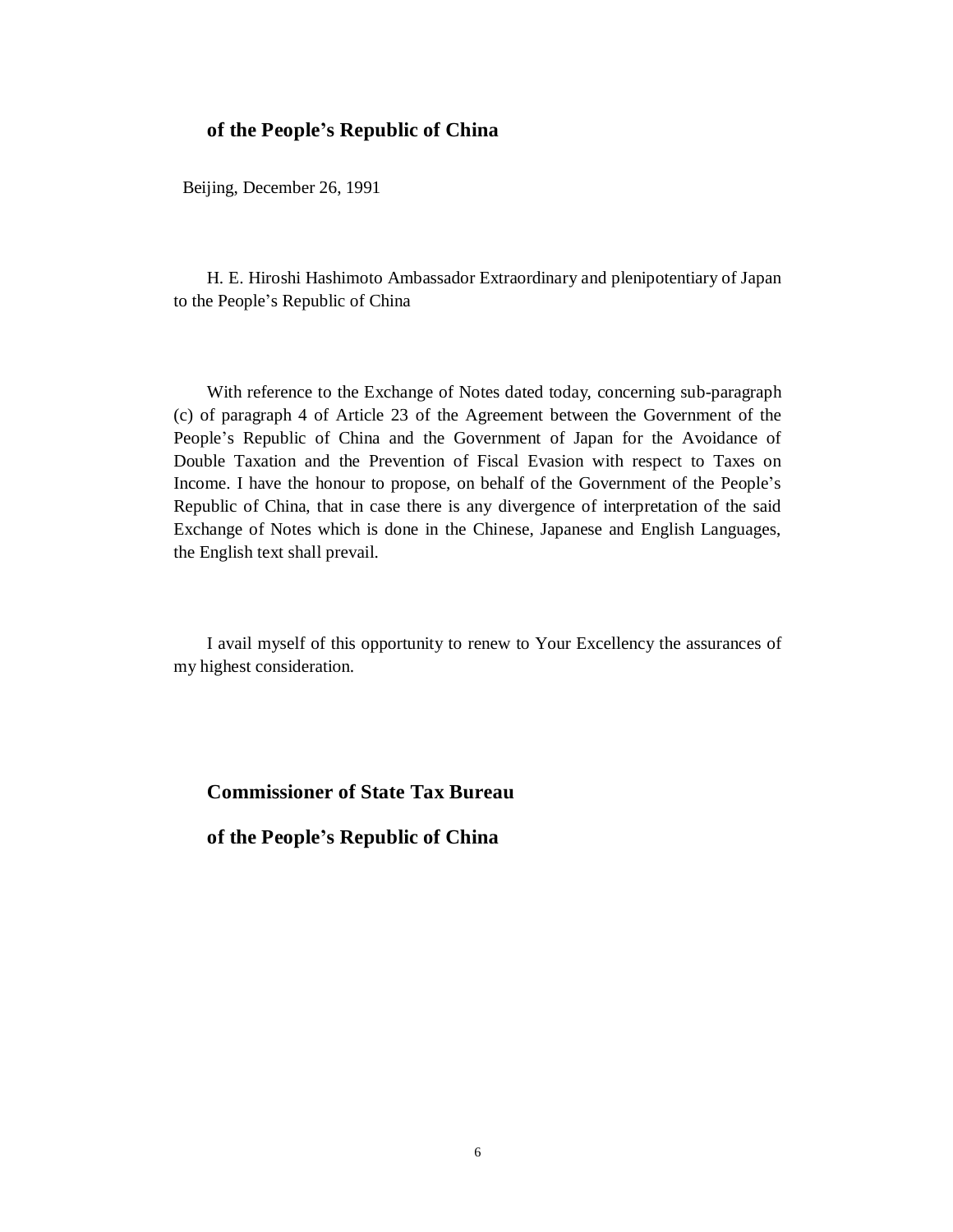**of the People’s Republic of China**

Beijing, December 26, 1991

H. E. Hiroshi Hashimoto Ambassador Extraordinary and plenipotentiary of Japan to the People’s Republic of China

With reference to the Exchange of Notes dated today, concerning sub-paragraph (c) of paragraph 4 of Article 23 of the Agreement between the Government of the People’s Republic of China and the Government of Japan for the Avoidance of Double Taxation and the Prevention of Fiscal Evasion with respect to Taxes on Income. I have the honour to propose, on behalf of the Government of the People’s Republic of China, that in case there is any divergence of interpretation of the said Exchange of Notes which is done in the Chinese, Japanese and English Languages, the English text shall prevail.

I avail myself of this opportunity to renew to Your Excellency the assurances of my highest consideration.

**Commissioner of State Tax Bureau**

**of the People’s Republic of China**